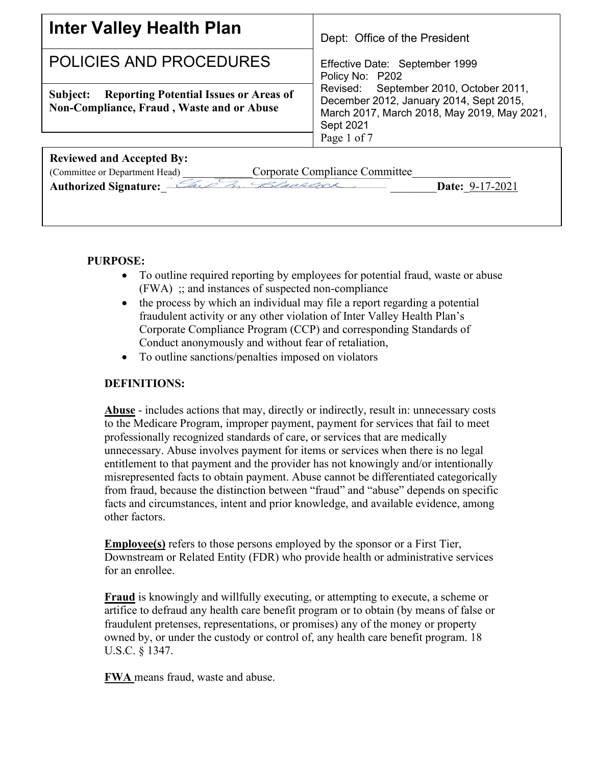| **Inter Valley Health Plan** | Dept: Office of the President |
| --- | --- |
| POLICIES AND PROCEDURES | Effective Date: September 1999<br>Policy No: P202 |
| **Subject: Reporting Potential Issues or Areas of Non-Compliance, Fraud , Waste and or Abuse** | Revised: September 2010, October 2011, December 2012, January 2014, Sept 2015, March 2017, March 2018, May 2019, May 2021, Sept 2021<br>Page 1 of 7 |

**Reviewed and Accepted By:**
(Committee or Department Head) \_\_\_\_\_\_\_\_\_\_\_\_Corporate Compliance Committee\_\_\_\_\_\_\_\_\_\_\_\_\_\_\_\_\_
**Authorized Signature:** \_[signature]\_\_\_\_\_\_\_\_ **Date:** 9-17-2021

**PURPOSE:**

- To outline required reporting by employees for potential fraud, waste or abuse (FWA) ;; and instances of suspected non-compliance
- the process by which an individual may file a report regarding a potential fraudulent activity or any other violation of Inter Valley Health Plan's Corporate Compliance Program (CCP) and corresponding Standards of Conduct anonymously and without fear of retaliation,
- To outline sanctions/penalties imposed on violators

**DEFINITIONS:**

**Abuse** - includes actions that may, directly or indirectly, result in: unnecessary costs to the Medicare Program, improper payment, payment for services that fail to meet professionally recognized standards of care, or services that are medically unnecessary. Abuse involves payment for items or services when there is no legal entitlement to that payment and the provider has not knowingly and/or intentionally misrepresented facts to obtain payment. Abuse cannot be differentiated categorically from fraud, because the distinction between "fraud" and "abuse" depends on specific facts and circumstances, intent and prior knowledge, and available evidence, among other factors.

**Employee(s)** refers to those persons employed by the sponsor or a First Tier, Downstream or Related Entity (FDR) who provide health or administrative services for an enrollee.

**Fraud** is knowingly and willfully executing, or attempting to execute, a scheme or artifice to defraud any health care benefit program or to obtain (by means of false or fraudulent pretenses, representations, or promises) any of the money or property owned by, or under the custody or control of, any health care benefit program. 18 U.S.C. § 1347.

**FWA** means fraud, waste and abuse.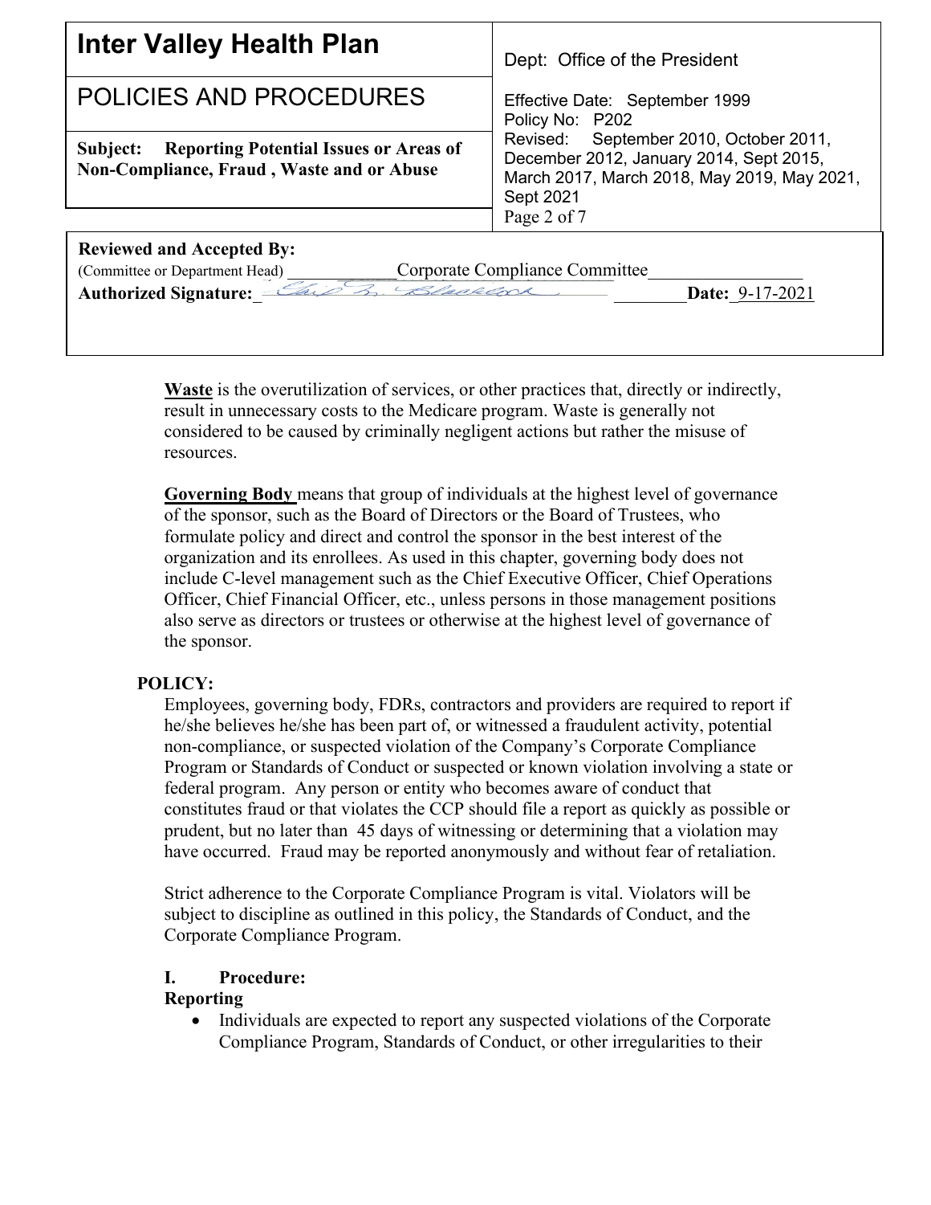| Inter Valley Health Plan | Dept: Office of the President |
|---|---|
| POLICIES AND PROCEDURES | Effective Date: September 1999<br>Policy No: P202<br>Revised: September 2010, October 2011, December 2012, January 2014, Sept 2015, March 2017, March 2018, May 2019, May 2021, Sept 2021 |
| **Subject: Reporting Potential Issues or Areas of Non-Compliance, Fraud , Waste and or Abuse** | |

**Reviewed and Accepted By:**
(Committee or Department Head) Corporate Compliance Committee
**Authorized Signature:** [signature] **Date:** 9-17-2021

**Waste** is the overutilization of services, or other practices that, directly or indirectly, result in unnecessary costs to the Medicare program. Waste is generally not considered to be caused by criminally negligent actions but rather the misuse of resources.

**Governing Body** means that group of individuals at the highest level of governance of the sponsor, such as the Board of Directors or the Board of Trustees, who formulate policy and direct and control the sponsor in the best interest of the organization and its enrollees. As used in this chapter, governing body does not include C-level management such as the Chief Executive Officer, Chief Operations Officer, Chief Financial Officer, etc., unless persons in those management positions also serve as directors or trustees or otherwise at the highest level of governance of the sponsor.

**POLICY:**

Employees, governing body, FDRs, contractors and providers are required to report if he/she believes he/she has been part of, or witnessed a fraudulent activity, potential non-compliance, or suspected violation of the Company's Corporate Compliance Program or Standards of Conduct or suspected or known violation involving a state or federal program. Any person or entity who becomes aware of conduct that constitutes fraud or that violates the CCP should file a report as quickly as possible or prudent, but no later than 45 days of witnessing or determining that a violation may have occurred. Fraud may be reported anonymously and without fear of retaliation.

Strict adherence to the Corporate Compliance Program is vital. Violators will be subject to discipline as outlined in this policy, the Standards of Conduct, and the Corporate Compliance Program.

**I. Procedure:**

**Reporting**

- Individuals are expected to report any suspected violations of the Corporate Compliance Program, Standards of Conduct, or other irregularities to their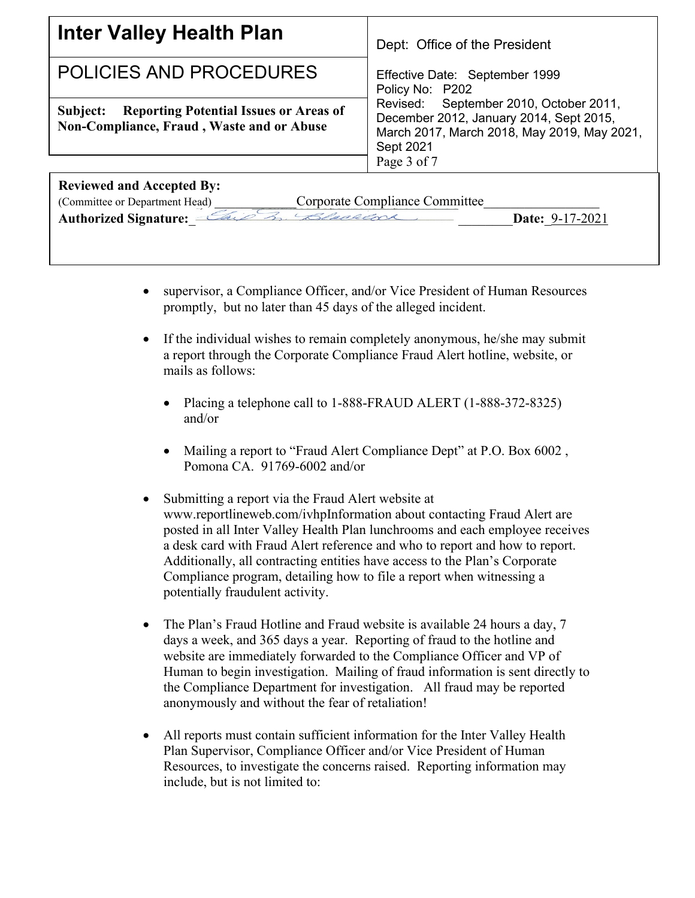- supervisor, a Compliance Officer, and/or Vice President of Human Resources promptly, but no later than 45 days of the alleged incident.

- If the individual wishes to remain completely anonymous, he/she may submit a report through the Corporate Compliance Fraud Alert hotline, website, or mails as follows:

  - Placing a telephone call to 1-888-FRAUD ALERT (1-888-372-8325) and/or

  - Mailing a report to "Fraud Alert Compliance Dept" at P.O. Box 6002 , Pomona CA. 91769-6002 and/or

- Submitting a report via the Fraud Alert website at www.reportlineweb.com/ivhpInformation about contacting Fraud Alert are posted in all Inter Valley Health Plan lunchrooms and each employee receives a desk card with Fraud Alert reference and who to report and how to report. Additionally, all contracting entities have access to the Plan's Corporate Compliance program, detailing how to file a report when witnessing a potentially fraudulent activity.

- The Plan's Fraud Hotline and Fraud website is available 24 hours a day, 7 days a week, and 365 days a year. Reporting of fraud to the hotline and website are immediately forwarded to the Compliance Officer and VP of Human to begin investigation. Mailing of fraud information is sent directly to the Compliance Department for investigation. All fraud may be reported anonymously and without the fear of retaliation!

- All reports must contain sufficient information for the Inter Valley Health Plan Supervisor, Compliance Officer and/or Vice President of Human Resources, to investigate the concerns raised. Reporting information may include, but is not limited to: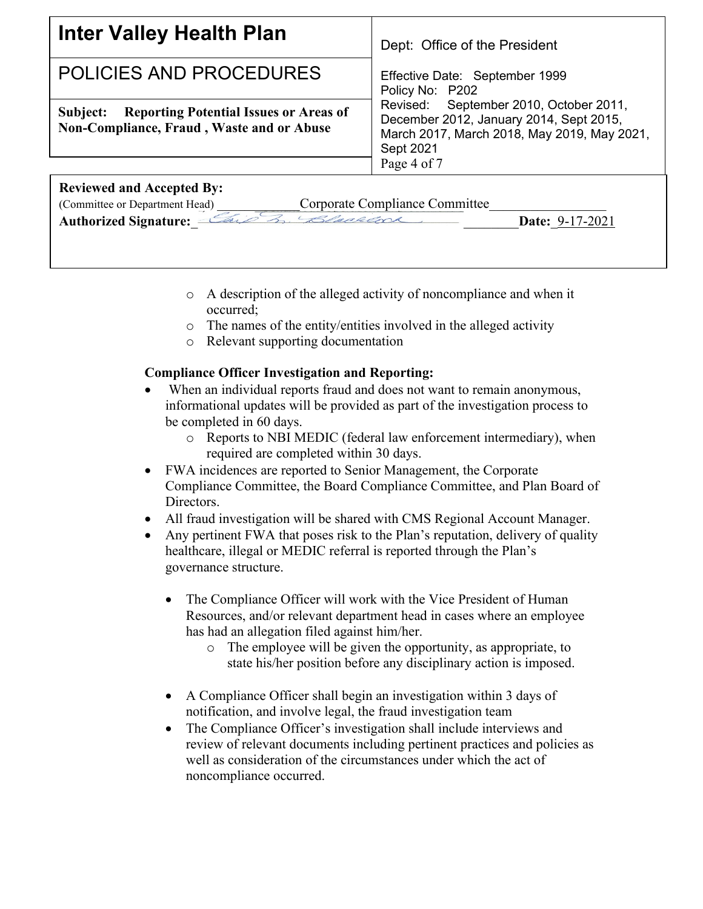- A description of the alleged activity of noncompliance and when it occurred;
- The names of the entity/entities involved in the alleged activity
- Relevant supporting documentation

**Compliance Officer Investigation and Reporting:**

- When an individual reports fraud and does not want to remain anonymous, informational updates will be provided as part of the investigation process to be completed in 60 days.
  - Reports to NBI MEDIC (federal law enforcement intermediary), when required are completed within 30 days.
- FWA incidences are reported to Senior Management, the Corporate Compliance Committee, the Board Compliance Committee, and Plan Board of Directors.
- All fraud investigation will be shared with CMS Regional Account Manager.
- Any pertinent FWA that poses risk to the Plan's reputation, delivery of quality healthcare, illegal or MEDIC referral is reported through the Plan's governance structure.

  - The Compliance Officer will work with the Vice President of Human Resources, and/or relevant department head in cases where an employee has had an allegation filed against him/her.
    - The employee will be given the opportunity, as appropriate, to state his/her position before any disciplinary action is imposed.

  - A Compliance Officer shall begin an investigation within 3 days of notification, and involve legal, the fraud investigation team
  - The Compliance Officer's investigation shall include interviews and review of relevant documents including pertinent practices and policies as well as consideration of the circumstances under which the act of noncompliance occurred.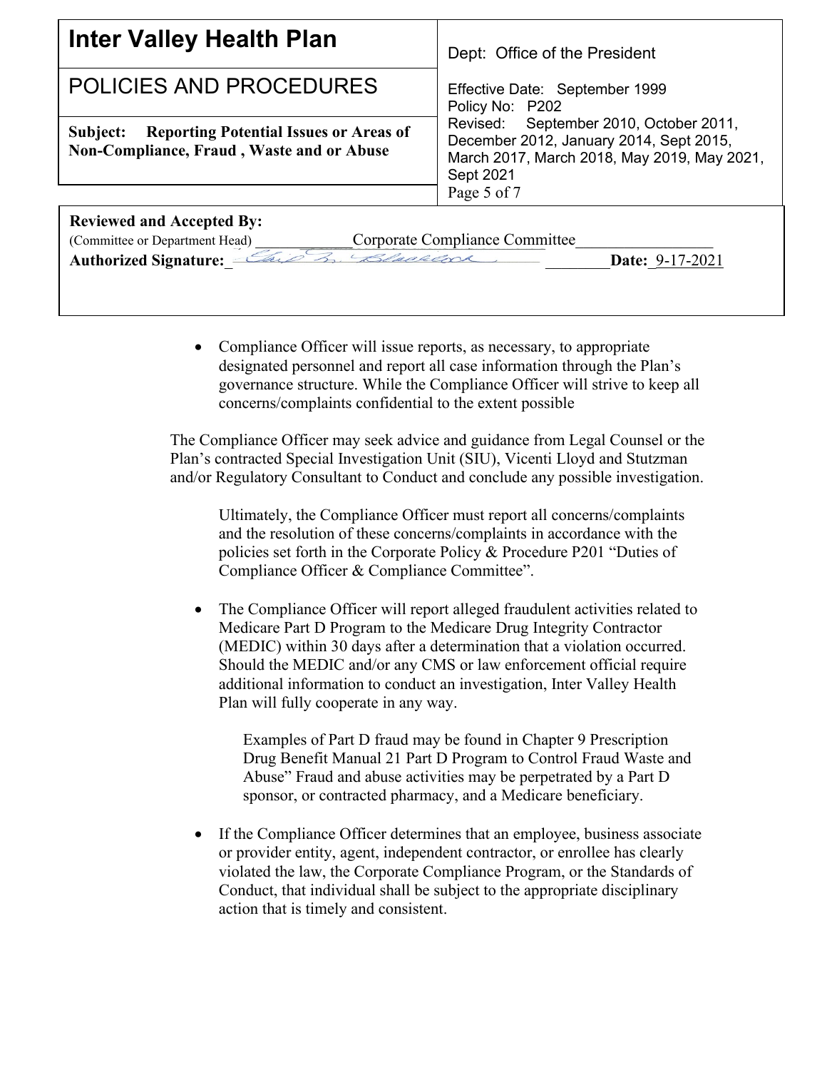- Compliance Officer will issue reports, as necessary, to appropriate designated personnel and report all case information through the Plan's governance structure. While the Compliance Officer will strive to keep all concerns/complaints confidential to the extent possible

The Compliance Officer may seek advice and guidance from Legal Counsel or the Plan's contracted Special Investigation Unit (SIU), Vicenti Lloyd and Stutzman and/or Regulatory Consultant to Conduct and conclude any possible investigation.

Ultimately, the Compliance Officer must report all concerns/complaints and the resolution of these concerns/complaints in accordance with the policies set forth in the Corporate Policy & Procedure P201 "Duties of Compliance Officer & Compliance Committee".

- The Compliance Officer will report alleged fraudulent activities related to Medicare Part D Program to the Medicare Drug Integrity Contractor (MEDIC) within 30 days after a determination that a violation occurred. Should the MEDIC and/or any CMS or law enforcement official require additional information to conduct an investigation, Inter Valley Health Plan will fully cooperate in any way.

  Examples of Part D fraud may be found in Chapter 9 Prescription Drug Benefit Manual 21 Part D Program to Control Fraud Waste and Abuse" Fraud and abuse activities may be perpetrated by a Part D sponsor, or contracted pharmacy, and a Medicare beneficiary.

- If the Compliance Officer determines that an employee, business associate or provider entity, agent, independent contractor, or enrollee has clearly violated the law, the Corporate Compliance Program, or the Standards of Conduct, that individual shall be subject to the appropriate disciplinary action that is timely and consistent.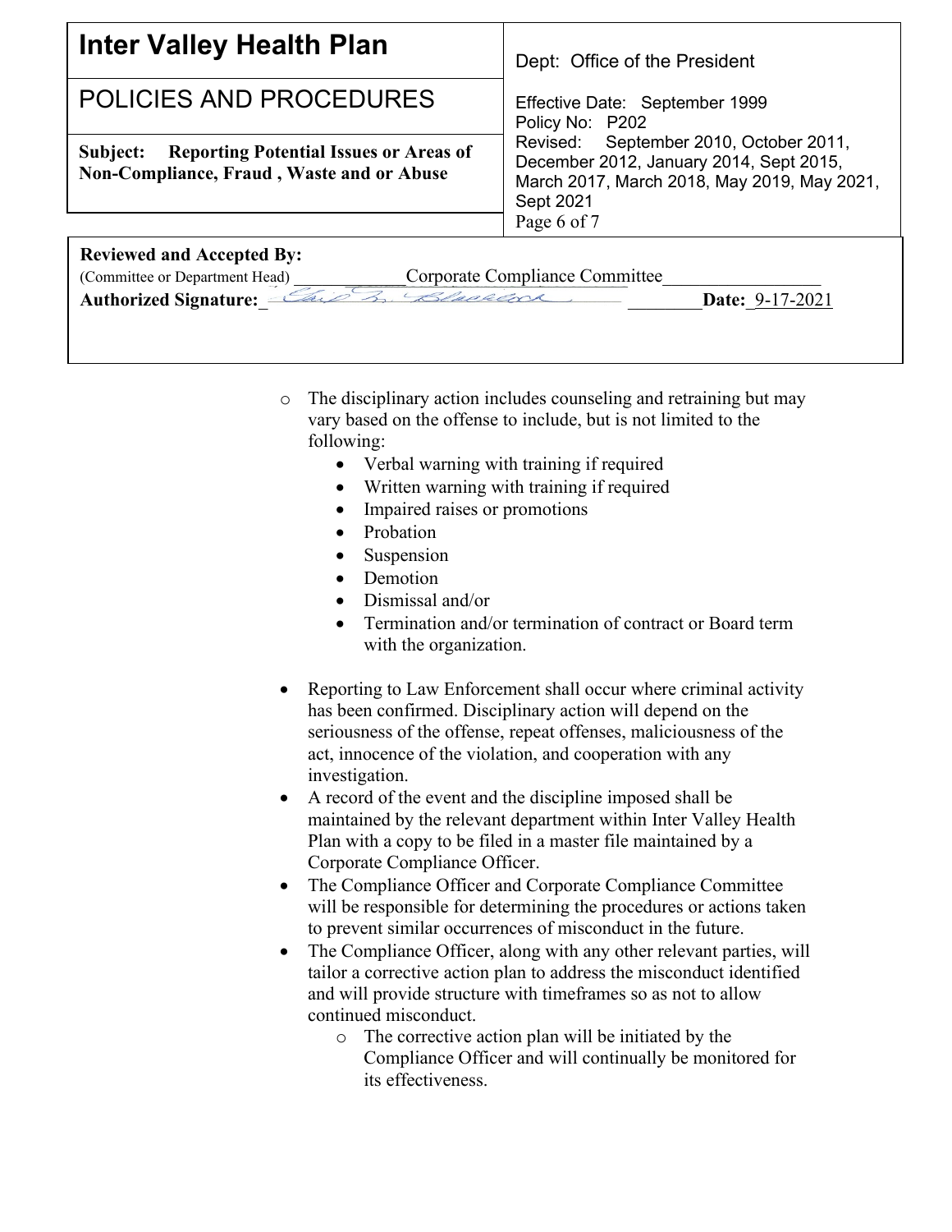| Inter Valley Health Plan | Dept: Office of the President |
| --- | --- |
| POLICIES AND PROCEDURES | Effective Date: September 1999<br>Policy No: P202 |
| **Subject: Reporting Potential Issues or Areas of Non-Compliance, Fraud , Waste and or Abuse** | Revised: September 2010, October 2011, December 2012, January 2014, Sept 2015, March 2017, March 2018, May 2019, May 2021, Sept 2021 |

**Reviewed and Accepted By:**
(Committee or Department Head) Corporate Compliance Committee
**Authorized Signature:** [signature] **Date:** 9-17-2021

- The disciplinary action includes counseling and retraining but may vary based on the offense to include, but is not limited to the following:
  - Verbal warning with training if required
  - Written warning with training if required
  - Impaired raises or promotions
  - Probation
  - Suspension
  - Demotion
  - Dismissal and/or
  - Termination and/or termination of contract or Board term with the organization.

- Reporting to Law Enforcement shall occur where criminal activity has been confirmed. Disciplinary action will depend on the seriousness of the offense, repeat offenses, maliciousness of the act, innocence of the violation, and cooperation with any investigation.
- A record of the event and the discipline imposed shall be maintained by the relevant department within Inter Valley Health Plan with a copy to be filed in a master file maintained by a Corporate Compliance Officer.
- The Compliance Officer and Corporate Compliance Committee will be responsible for determining the procedures or actions taken to prevent similar occurrences of misconduct in the future.
- The Compliance Officer, along with any other relevant parties, will tailor a corrective action plan to address the misconduct identified and will provide structure with timeframes so as not to allow continued misconduct.
  - The corrective action plan will be initiated by the Compliance Officer and will continually be monitored for its effectiveness.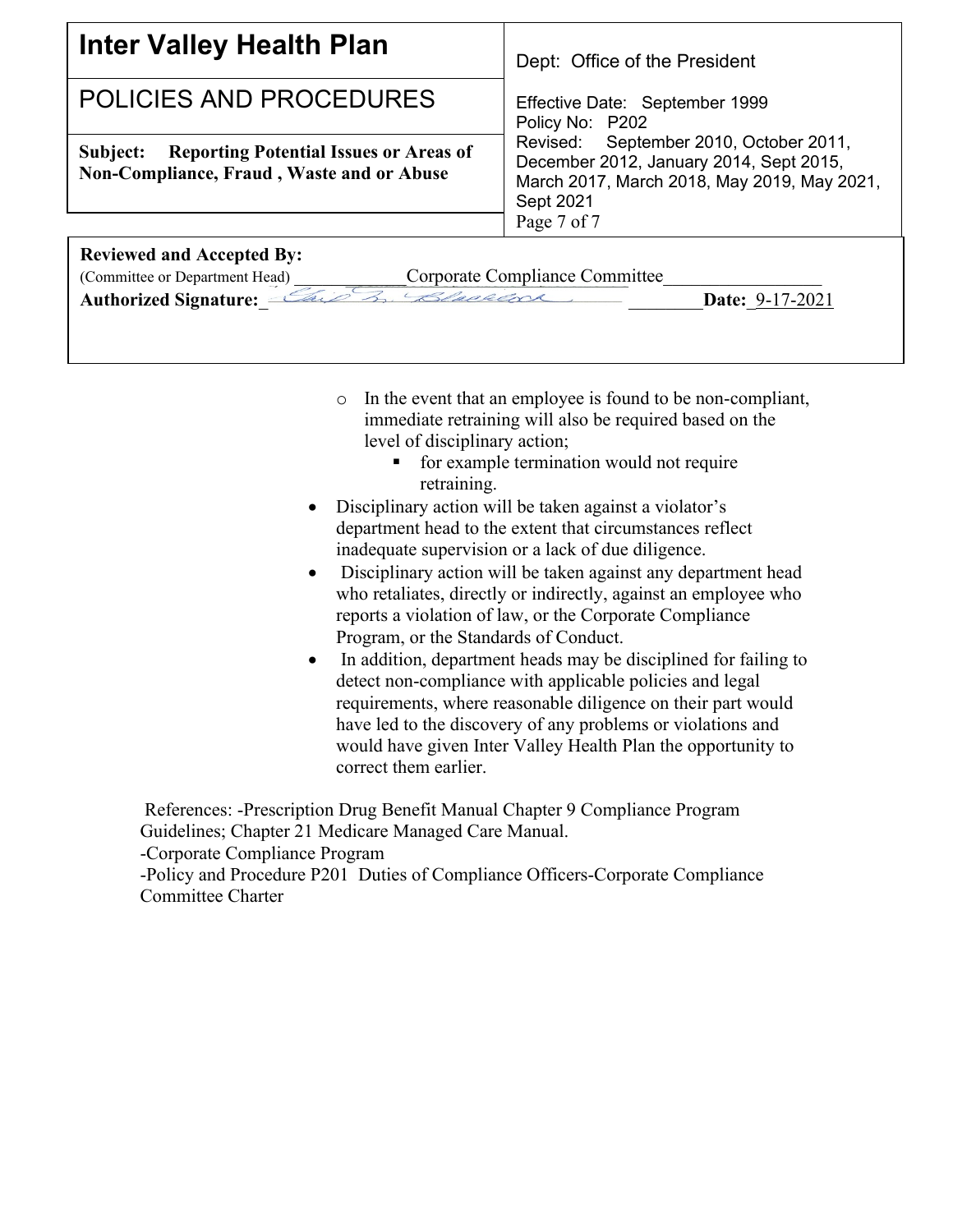| Inter Valley Health Plan | Dept: Office of the President |
| --- | --- |
| POLICIES AND PROCEDURES | Effective Date: September 1999<br>Policy No: P202<br>Revised: September 2010, October 2011, December 2012, January 2014, Sept 2015, March 2017, March 2018, May 2019, May 2021, Sept 2021 |
| **Subject: Reporting Potential Issues or Areas of Non-Compliance, Fraud , Waste and or Abuse** | |

**Reviewed and Accepted By:**
(Committee or Department Head) ____________Corporate Compliance Committee________________
**Authorized Signature:**_[signature]________ **Date:** 9-17-2021

  - In the event that an employee is found to be non-compliant, immediate retraining will also be required based on the level of disciplinary action;
    - for example termination would not require retraining.
- Disciplinary action will be taken against a violator's department head to the extent that circumstances reflect inadequate supervision or a lack of due diligence.
- Disciplinary action will be taken against any department head who retaliates, directly or indirectly, against an employee who reports a violation of law, or the Corporate Compliance Program, or the Standards of Conduct.
- In addition, department heads may be disciplined for failing to detect non-compliance with applicable policies and legal requirements, where reasonable diligence on their part would have led to the discovery of any problems or violations and would have given Inter Valley Health Plan the opportunity to correct them earlier.

References: -Prescription Drug Benefit Manual Chapter 9 Compliance Program Guidelines; Chapter 21 Medicare Managed Care Manual.
-Corporate Compliance Program
-Policy and Procedure P201 Duties of Compliance Officers-Corporate Compliance Committee Charter